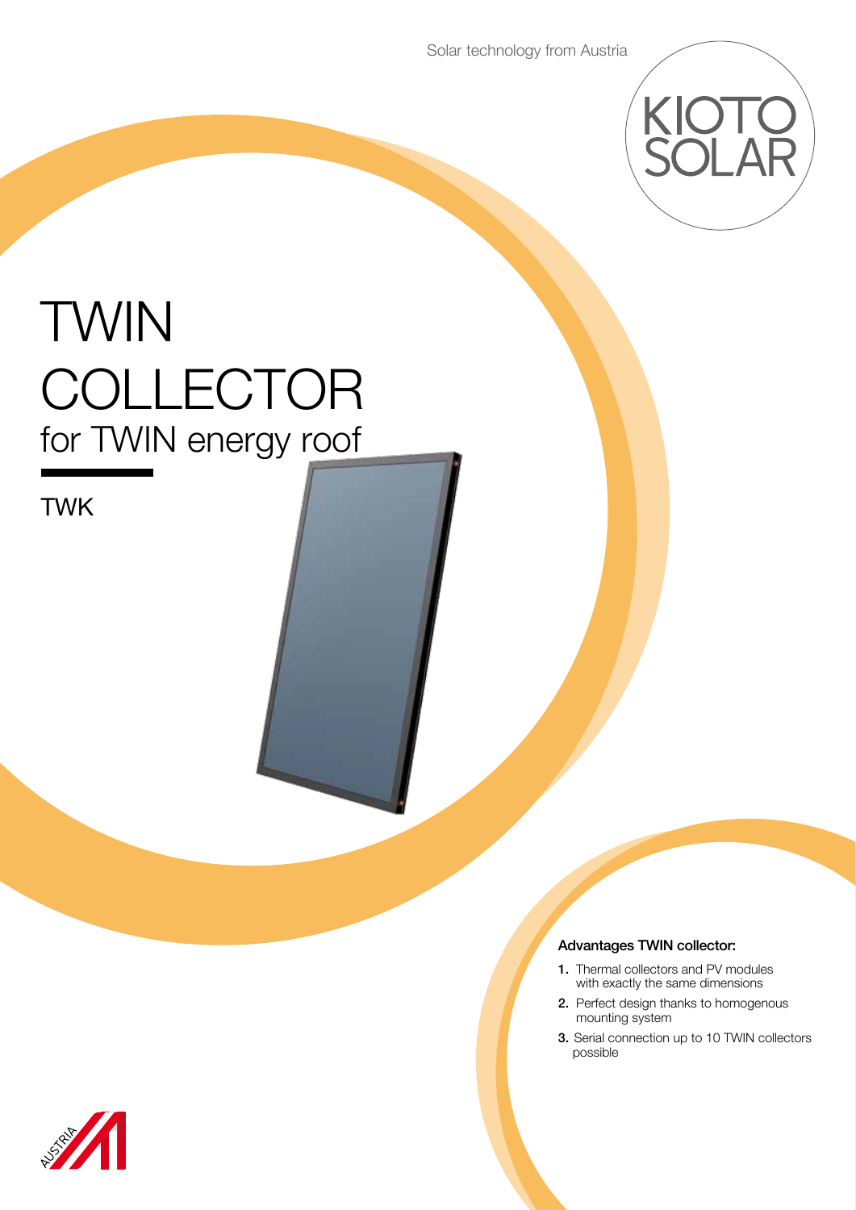Solar technology from Austria

KIOTO SOLAR

# TWIN COLLECTOR

## for TWIN energy roof

TWK

**Advantages TWIN collector:**

1. Thermal collectors and PV modules with exactly the same dimensions
2. Perfect design thanks to homogenous mounting system
3. Serial connection up to 10 TWIN collectors possible

AUSTRIA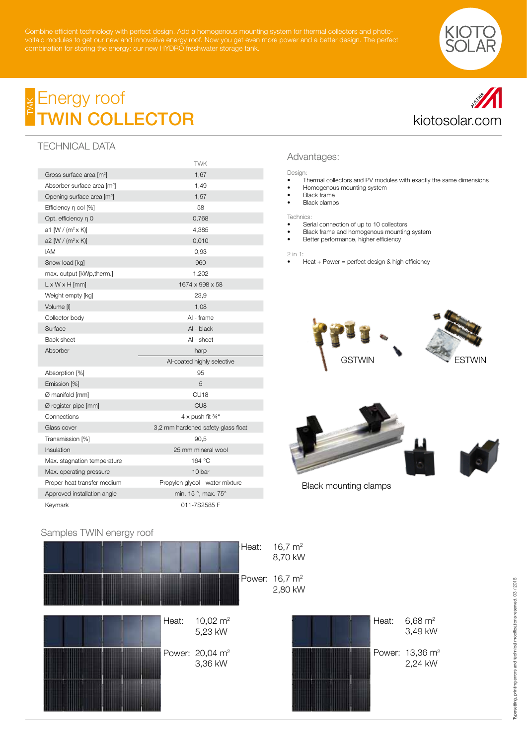Combine efficient technology with perfect design. Add a homogenous mounting system for thermal collectors and photovoltaic modules to get our new and innovative energy roof. Now you get even more power and a better design. The perfect combination for storing the energy: our new HYDRO freshwater storage tank.

KIOTO SOLAR

# Energy roof TWIN COLLECTOR

TWK

kiotosolar.com

## TECHNICAL DATA

| | TWK |
|---|---|
| Gross surface area [m²] | 1,67 |
| Absorber surface area [m²] | 1,49 |
| Opening surface area [m²] | 1,57 |
| Efficiency η col [%] | 58 |
| Opt. efficiency η 0 | 0,768 |
| a1 [W / (m² x K)] | 4,385 |
| a2 [W / (m² x K)] | 0,010 |
| IAM | 0,93 |
| Snow load [kg] | 960 |
| max. output [kWp,therm.] | 1.202 |
| L x W x H [mm] | 1674 x 998 x 58 |
| Weight empty [kg] | 23,9 |
| Volume [l] | 1,08 |
| Collector body | Al - frame |
| Surface | Al - black |
| Back sheet | Al - sheet |
| Absorber | harp |
| | Al-coated highly selective |
| Absorption [%] | 95 |
| Emission [%] | 5 |
| Ø manifold [mm] | CU18 |
| Ø register pipe [mm] | CU8 |
| Connections | 4 x push fit ¾" |
| Glass cover | 3,2 mm hardened safety glass float |
| Transmission [%] | 90,5 |
| Insulation | 25 mm mineral wool |
| Max. stagnation temperature | 164 °C |
| Max. operating pressure | 10 bar |
| Proper heat transfer medium | Propylen glycol - water mixture |
| Approved installation angle | min. 15 °, max. 75° |
| Keymark | 011-7S2585 F |

## Advantages:

Design:
- Thermal collectors and PV modules with exactly the same dimensions
- Homogenous mounting system
- Black frame
- Black clamps

Technics:
- Serial connection of up to 10 collectors
- Black frame and homogenous mounting system
- Better performance, higher efficiency

2 in 1:
- Heat + Power = perfect design & high efficiency

GSTWIN

ESTWIN

Black mounting clamps

## Samples TWIN energy roof

Heat: 16,7 m² 8,70 kW

Power: 16,7 m² 2,80 kW

Heat: 10,02 m² 5,23 kW

Power: 20,04 m² 3,36 kW

Heat: 6,68 m² 3,49 kW

Power: 13,36 m² 2,24 kW

Typesetting, printing errors and technical modifications reserved. 03 / 2016